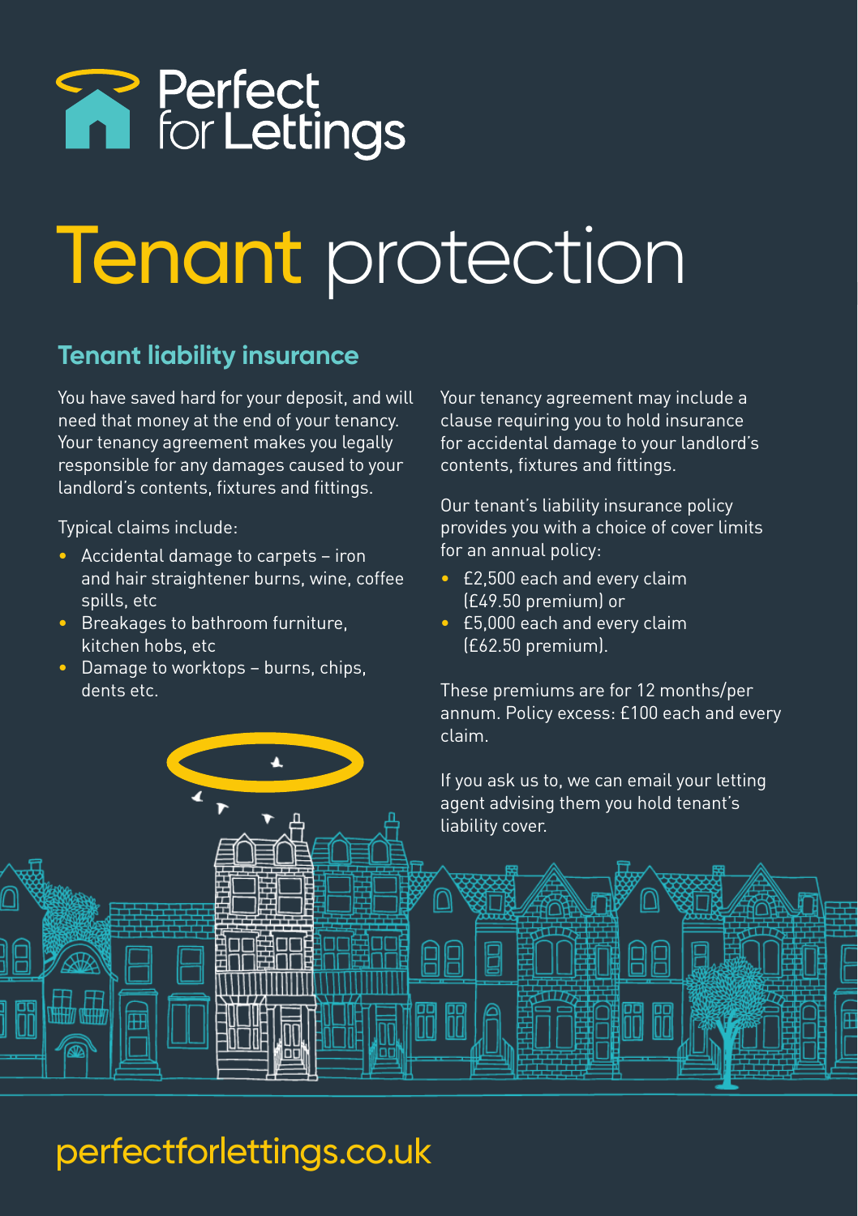Perfect for Lettings

# Tenant protection

## Tenant liability insurance

You have saved hard for your deposit, and will need that money at the end of your tenancy. Your tenancy agreement makes you legally responsible for any damages caused to your landlord's contents, fixtures and fittings.

Typical claims include:

- Accidental damage to carpets – iron and hair straightener burns, wine, coffee spills, etc
- Breakages to bathroom furniture, kitchen hobs, etc
- Damage to worktops – burns, chips, dents etc.

Your tenancy agreement may include a clause requiring you to hold insurance for accidental damage to your landlord's contents, fixtures and fittings.

Our tenant's liability insurance policy provides you with a choice of cover limits for an annual policy:

- £2,500 each and every claim (£49.50 premium) or
- £5,000 each and every claim (£62.50 premium).

These premiums are for 12 months/per annum. Policy excess: £100 each and every claim.

If you ask us to, we can email your letting agent advising them you hold tenant's liability cover.

perfectforlettings.co.uk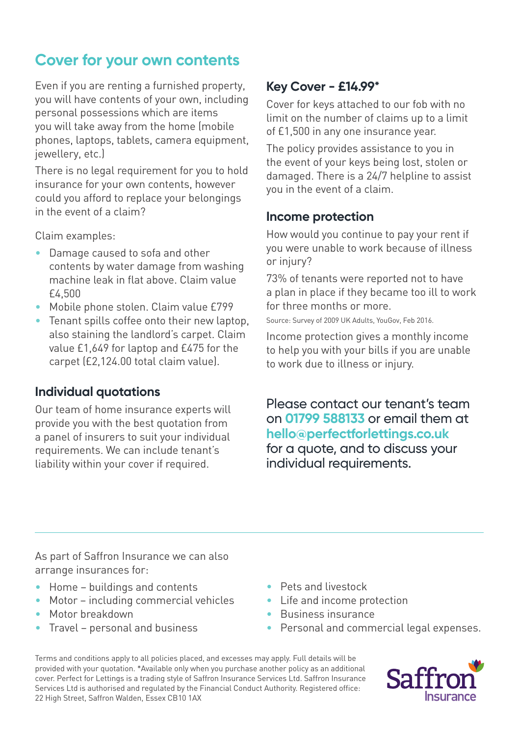## Cover for your own contents

Even if you are renting a furnished property, you will have contents of your own, including personal possessions which are items you will take away from the home (mobile phones, laptops, tablets, camera equipment, jewellery, etc.)

There is no legal requirement for you to hold insurance for your own contents, however could you afford to replace your belongings in the event of a claim?

Claim examples:

- Damage caused to sofa and other contents by water damage from washing machine leak in flat above. Claim value £4,500
- Mobile phone stolen. Claim value £799
- Tenant spills coffee onto their new laptop, also staining the landlord's carpet. Claim value £1,649 for laptop and £475 for the carpet (£2,124.00 total claim value).

### Individual quotations

Our team of home insurance experts will provide you with the best quotation from a panel of insurers to suit your individual requirements. We can include tenant's liability within your cover if required.

### Key Cover - £14.99*

Cover for keys attached to our fob with no limit on the number of claims up to a limit of £1,500 in any one insurance year.

The policy provides assistance to you in the event of your keys being lost, stolen or damaged. There is a 24/7 helpline to assist you in the event of a claim.

### Income protection

How would you continue to pay your rent if you were unable to work because of illness or injury?

73% of tenants were reported not to have a plan in place if they became too ill to work for three months or more.

Source: Survey of 2009 UK Adults, YouGov, Feb 2016.

Income protection gives a monthly income to help you with your bills if you are unable to work due to illness or injury.

Please contact our tenant's team on **01799 588133** or email them at **hello@perfectforlettings.co.uk** for a quote, and to discuss your individual requirements.

---

As part of Saffron Insurance we can also arrange insurances for:

- Home – buildings and contents
- Motor – including commercial vehicles
- Motor breakdown
- Travel – personal and business
- Pets and livestock
- Life and income protection
- Business insurance
- Personal and commercial legal expenses.

Terms and conditions apply to all policies placed, and excesses may apply. Full details will be provided with your quotation. *Available only when you purchase another policy as an additional cover. Perfect for Lettings is a trading style of Saffron Insurance Services Ltd. Saffron Insurance Services Ltd is authorised and regulated by the Financial Conduct Authority. Registered office: 22 High Street, Saffron Walden, Essex CB10 1AX

Saffron Insurance